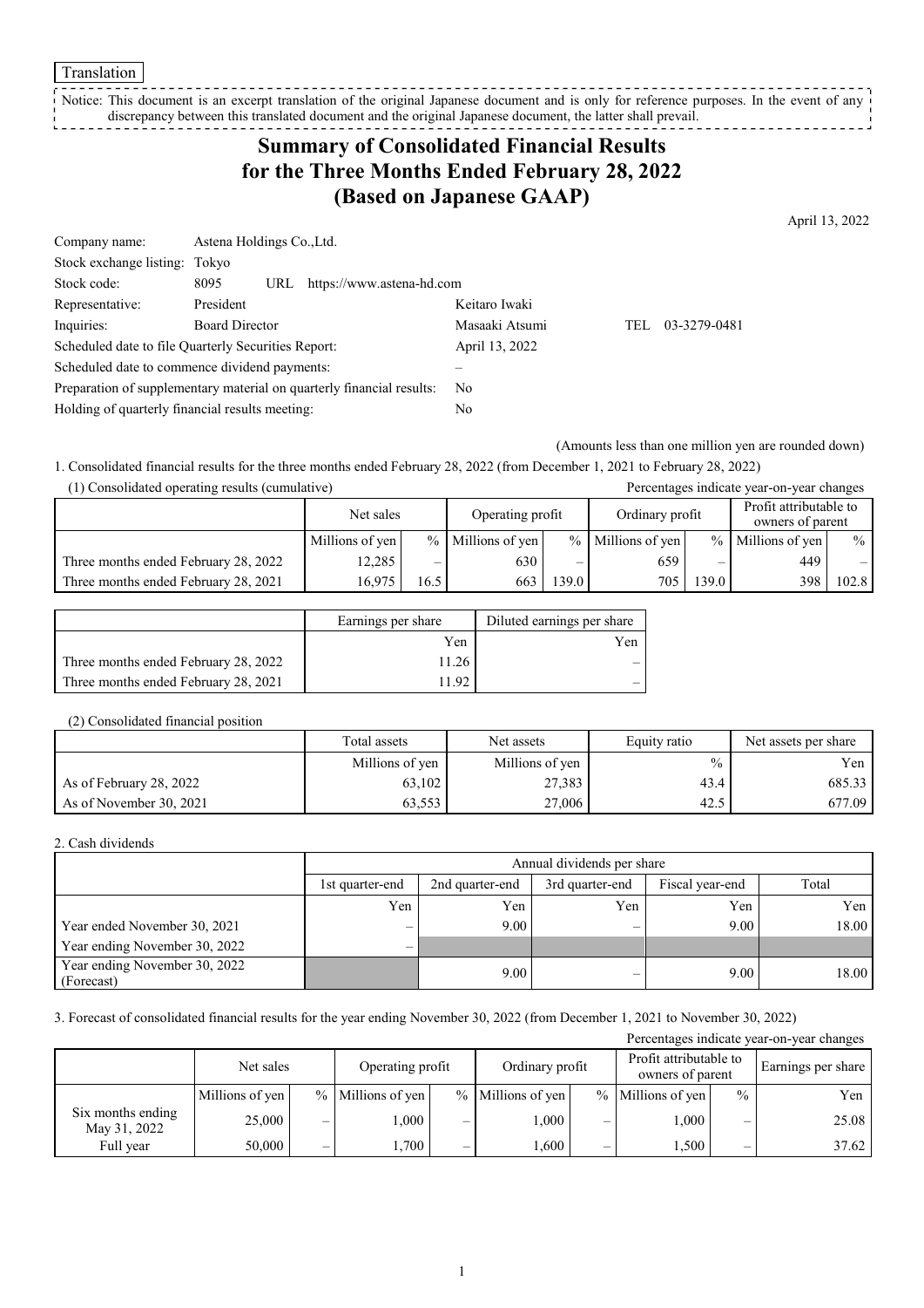Translation

Notice: This document is an excerpt translation of the original Japanese document and is only for reference purposes. In the event of any discrepancy between this translated document and the original Japanese document, the latter shall prevail.

# Summary of Consolidated Financial Results for the Three Months Ended February 28, 2022 (Based on Japanese GAAP)

April 13, 2022

| | | | |
|---|---|---|---|
| Company name: | Astena Holdings Co.,Ltd. | | |
| Stock exchange listing: | Tokyo | | |
| Stock code: | 8095 URL https://www.astena-hd.com | | |
| Representative: | President | Keitaro Iwaki | |
| Inquiries: | Board Director | Masaaki Atsumi | TEL 03-3279-0481 |
| Scheduled date to file Quarterly Securities Report: | | April 13, 2022 | |
| Scheduled date to commence dividend payments: | | – | |
| Preparation of supplementary material on quarterly financial results: | | No | |
| Holding of quarterly financial results meeting: | | No | |

(Amounts less than one million yen are rounded down)

1. Consolidated financial results for the three months ended February 28, 2022 (from December 1, 2021 to February 28, 2022)

(1) Consolidated operating results (cumulative)

Percentages indicate year-on-year changes

| | Net sales | | Operating profit | | Ordinary profit | | Profit attributable to owners of parent | |
|---|---|---|---|---|---|---|---|---|
| | Millions of yen | % | Millions of yen | % | Millions of yen | % | Millions of yen | % |
| Three months ended February 28, 2022 | 12,285 | – | 630 | – | 659 | – | 449 | – |
| Three months ended February 28, 2021 | 16,975 | 16.5 | 663 | 139.0 | 705 | 139.0 | 398 | 102.8 |

| | Earnings per share | Diluted earnings per share |
|---|---|---|
| | Yen | Yen |
| Three months ended February 28, 2022 | 11.26 | – |
| Three months ended February 28, 2021 | 11.92 | – |

(2) Consolidated financial position

| | Total assets | Net assets | Equity ratio | Net assets per share |
|---|---|---|---|---|
| | Millions of yen | Millions of yen | % | Yen |
| As of February 28, 2022 | 63,102 | 27,383 | 43.4 | 685.33 |
| As of November 30, 2021 | 63,553 | 27,006 | 42.5 | 677.09 |

2. Cash dividends

| | Annual dividends per share | | | | |
|---|---|---|---|---|---|
| | 1st quarter-end | 2nd quarter-end | 3rd quarter-end | Fiscal year-end | Total |
| | Yen | Yen | Yen | Yen | Yen |
| Year ended November 30, 2021 | – | 9.00 | – | 9.00 | 18.00 |
| Year ending November 30, 2022 | – | | | | |
| Year ending November 30, 2022 (Forecast) | | 9.00 | – | 9.00 | 18.00 |

3. Forecast of consolidated financial results for the year ending November 30, 2022 (from December 1, 2021 to November 30, 2022)

Percentages indicate year-on-year changes

| | Net sales | | Operating profit | | Ordinary profit | | Profit attributable to owners of parent | | Earnings per share |
|---|---|---|---|---|---|---|---|---|---|
| | Millions of yen | % | Millions of yen | % | Millions of yen | % | Millions of yen | % | Yen |
| Six months ending May 31, 2022 | 25,000 | – | 1,000 | – | 1,000 | – | 1,000 | – | 25.08 |
| Full year | 50,000 | – | 1,700 | – | 1,600 | – | 1,500 | – | 37.62 |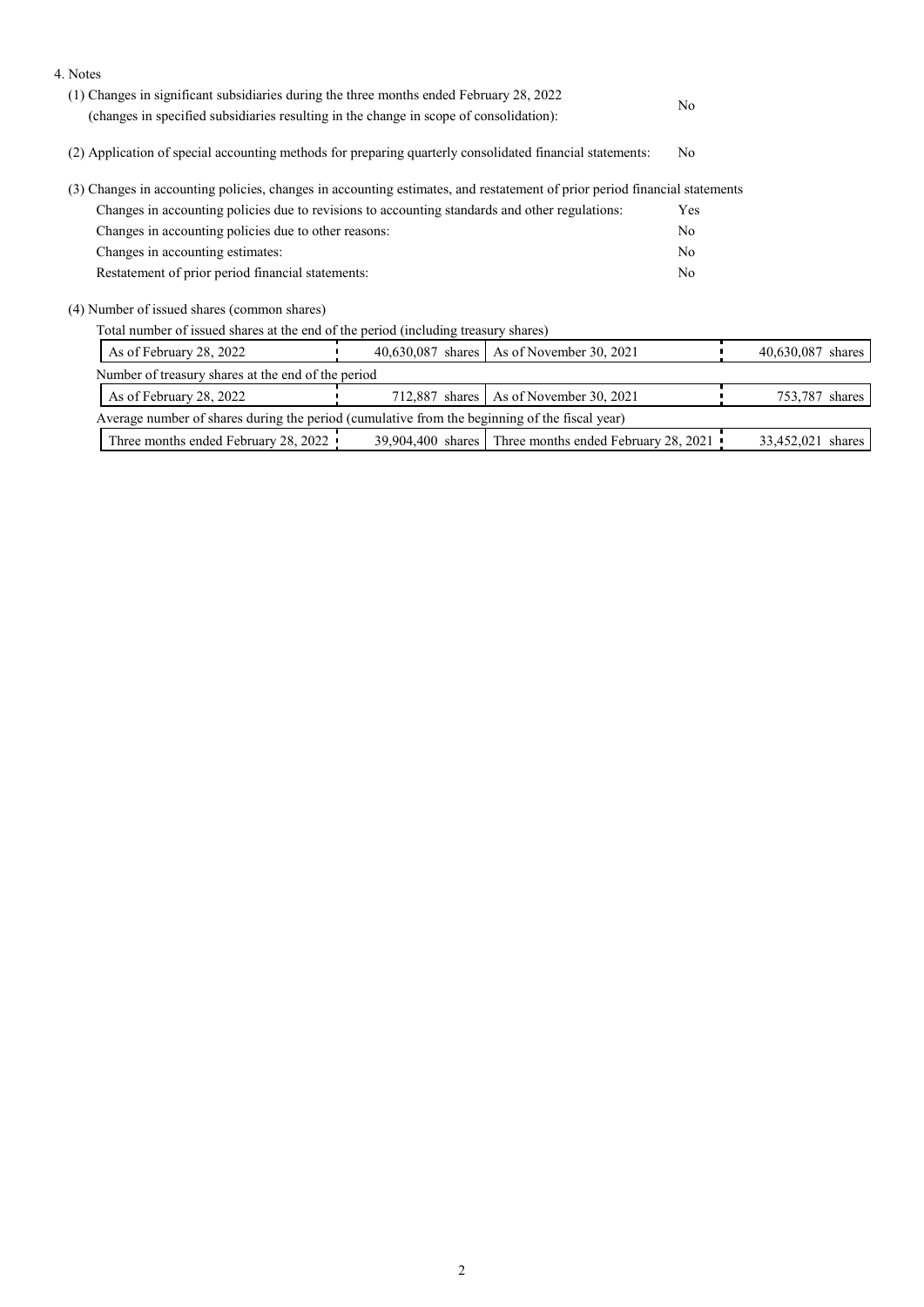4. Notes

(1) Changes in significant subsidiaries during the three months ended February 28, 2022 (changes in specified subsidiaries resulting in the change in scope of consolidation): No

(2) Application of special accounting methods for preparing quarterly consolidated financial statements: No

(3) Changes in accounting policies, changes in accounting estimates, and restatement of prior period financial statements

| | |
|---|---|
| Changes in accounting policies due to revisions to accounting standards and other regulations: | Yes |
| Changes in accounting policies due to other reasons: | No |
| Changes in accounting estimates: | No |
| Restatement of prior period financial statements: | No |

(4) Number of issued shares (common shares)

Total number of issued shares at the end of the period (including treasury shares)

| | | | |
|---|---|---|---|
| As of February 28, 2022 | 40,630,087 shares | As of November 30, 2021 | 40,630,087 shares |

Number of treasury shares at the end of the period

| | | | |
|---|---|---|---|
| As of February 28, 2022 | 712,887 shares | As of November 30, 2021 | 753,787 shares |

Average number of shares during the period (cumulative from the beginning of the fiscal year)

| | | | |
|---|---|---|---|
| Three months ended February 28, 2022 | 39,904,400 shares | Three months ended February 28, 2021 | 33,452,021 shares |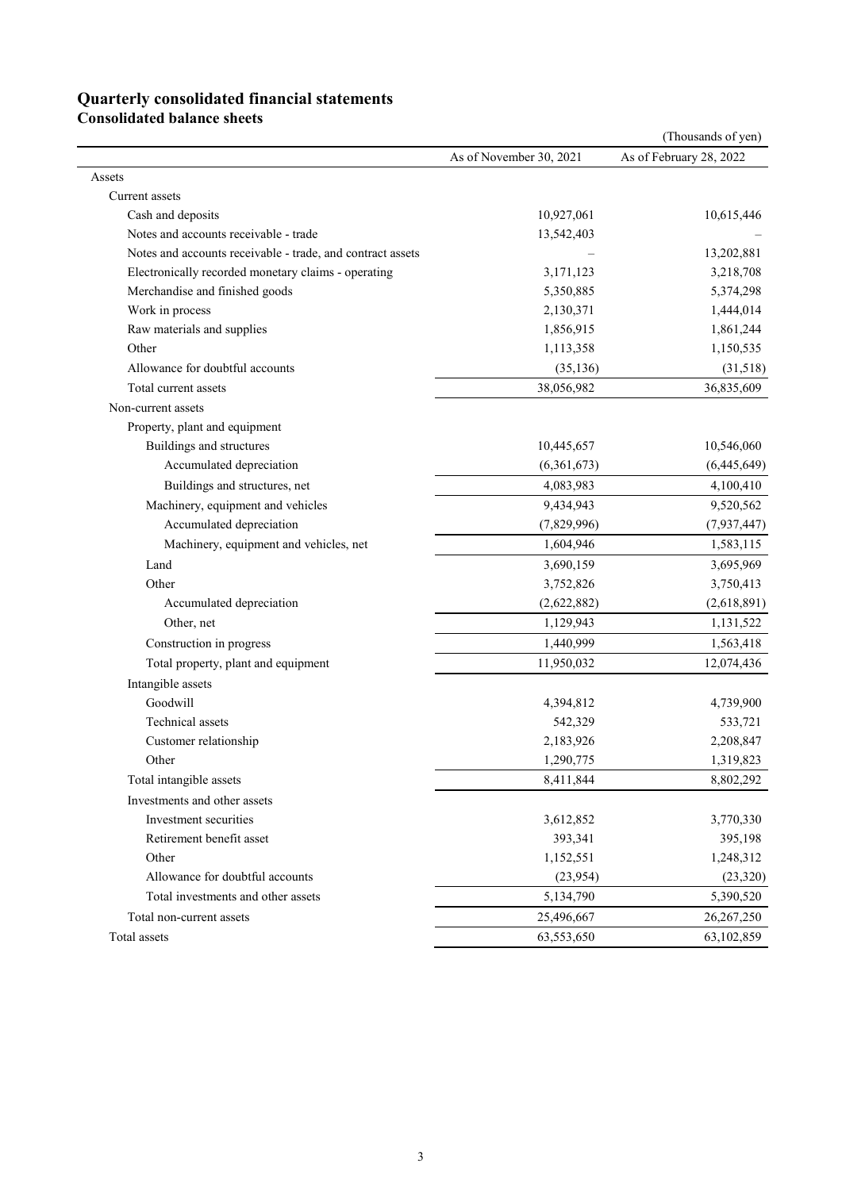# Quarterly consolidated financial statements

## Consolidated balance sheets

(Thousands of yen)

| | As of November 30, 2021 | As of February 28, 2022 |
|---|---|---|
| Assets | | |
| Current assets | | |
| Cash and deposits | 10,927,061 | 10,615,446 |
| Notes and accounts receivable - trade | 13,542,403 | – |
| Notes and accounts receivable - trade, and contract assets | – | 13,202,881 |
| Electronically recorded monetary claims - operating | 3,171,123 | 3,218,708 |
| Merchandise and finished goods | 5,350,885 | 5,374,298 |
| Work in process | 2,130,371 | 1,444,014 |
| Raw materials and supplies | 1,856,915 | 1,861,244 |
| Other | 1,113,358 | 1,150,535 |
| Allowance for doubtful accounts | (35,136) | (31,518) |
| Total current assets | 38,056,982 | 36,835,609 |
| Non-current assets | | |
| Property, plant and equipment | | |
| Buildings and structures | 10,445,657 | 10,546,060 |
| Accumulated depreciation | (6,361,673) | (6,445,649) |
| Buildings and structures, net | 4,083,983 | 4,100,410 |
| Machinery, equipment and vehicles | 9,434,943 | 9,520,562 |
| Accumulated depreciation | (7,829,996) | (7,937,447) |
| Machinery, equipment and vehicles, net | 1,604,946 | 1,583,115 |
| Land | 3,690,159 | 3,695,969 |
| Other | 3,752,826 | 3,750,413 |
| Accumulated depreciation | (2,622,882) | (2,618,891) |
| Other, net | 1,129,943 | 1,131,522 |
| Construction in progress | 1,440,999 | 1,563,418 |
| Total property, plant and equipment | 11,950,032 | 12,074,436 |
| Intangible assets | | |
| Goodwill | 4,394,812 | 4,739,900 |
| Technical assets | 542,329 | 533,721 |
| Customer relationship | 2,183,926 | 2,208,847 |
| Other | 1,290,775 | 1,319,823 |
| Total intangible assets | 8,411,844 | 8,802,292 |
| Investments and other assets | | |
| Investment securities | 3,612,852 | 3,770,330 |
| Retirement benefit asset | 393,341 | 395,198 |
| Other | 1,152,551 | 1,248,312 |
| Allowance for doubtful accounts | (23,954) | (23,320) |
| Total investments and other assets | 5,134,790 | 5,390,520 |
| Total non-current assets | 25,496,667 | 26,267,250 |
| Total assets | 63,553,650 | 63,102,859 |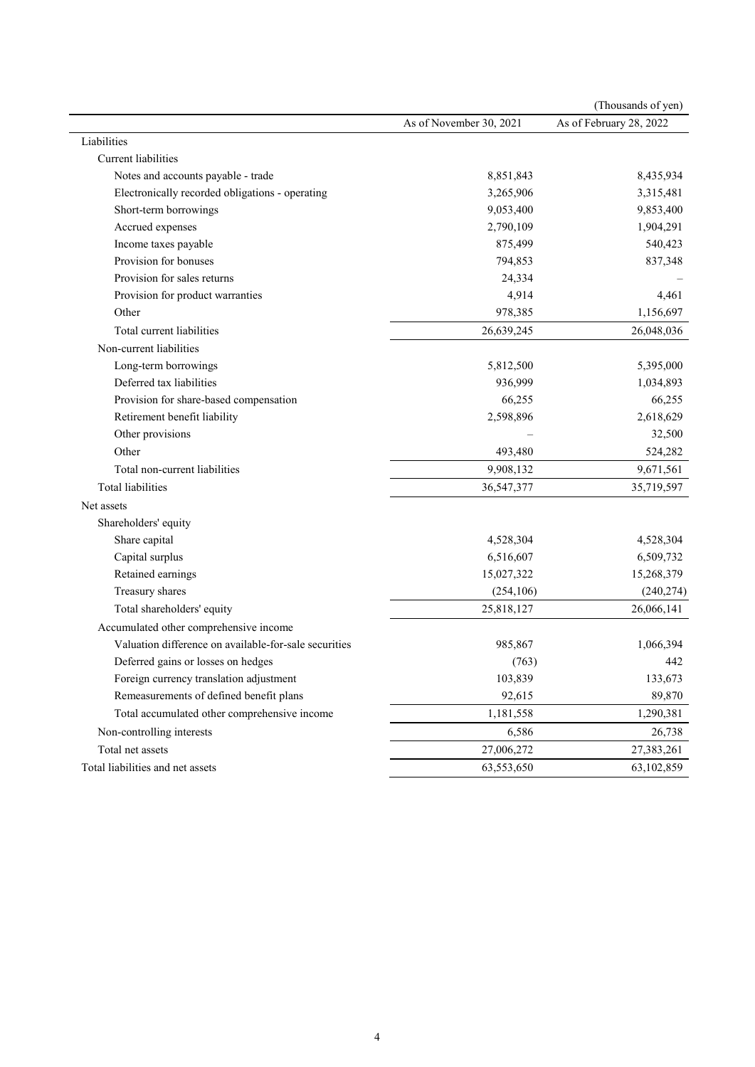(Thousands of yen)

| | As of November 30, 2021 | As of February 28, 2022 |
|---|---|---|
| Liabilities | | |
| Current liabilities | | |
| Notes and accounts payable - trade | 8,851,843 | 8,435,934 |
| Electronically recorded obligations - operating | 3,265,906 | 3,315,481 |
| Short-term borrowings | 9,053,400 | 9,853,400 |
| Accrued expenses | 2,790,109 | 1,904,291 |
| Income taxes payable | 875,499 | 540,423 |
| Provision for bonuses | 794,853 | 837,348 |
| Provision for sales returns | 24,334 | – |
| Provision for product warranties | 4,914 | 4,461 |
| Other | 978,385 | 1,156,697 |
| Total current liabilities | 26,639,245 | 26,048,036 |
| Non-current liabilities | | |
| Long-term borrowings | 5,812,500 | 5,395,000 |
| Deferred tax liabilities | 936,999 | 1,034,893 |
| Provision for share-based compensation | 66,255 | 66,255 |
| Retirement benefit liability | 2,598,896 | 2,618,629 |
| Other provisions | – | 32,500 |
| Other | 493,480 | 524,282 |
| Total non-current liabilities | 9,908,132 | 9,671,561 |
| Total liabilities | 36,547,377 | 35,719,597 |
| Net assets | | |
| Shareholders' equity | | |
| Share capital | 4,528,304 | 4,528,304 |
| Capital surplus | 6,516,607 | 6,509,732 |
| Retained earnings | 15,027,322 | 15,268,379 |
| Treasury shares | (254,106) | (240,274) |
| Total shareholders' equity | 25,818,127 | 26,066,141 |
| Accumulated other comprehensive income | | |
| Valuation difference on available-for-sale securities | 985,867 | 1,066,394 |
| Deferred gains or losses on hedges | (763) | 442 |
| Foreign currency translation adjustment | 103,839 | 133,673 |
| Remeasurements of defined benefit plans | 92,615 | 89,870 |
| Total accumulated other comprehensive income | 1,181,558 | 1,290,381 |
| Non-controlling interests | 6,586 | 26,738 |
| Total net assets | 27,006,272 | 27,383,261 |
| Total liabilities and net assets | 63,553,650 | 63,102,859 |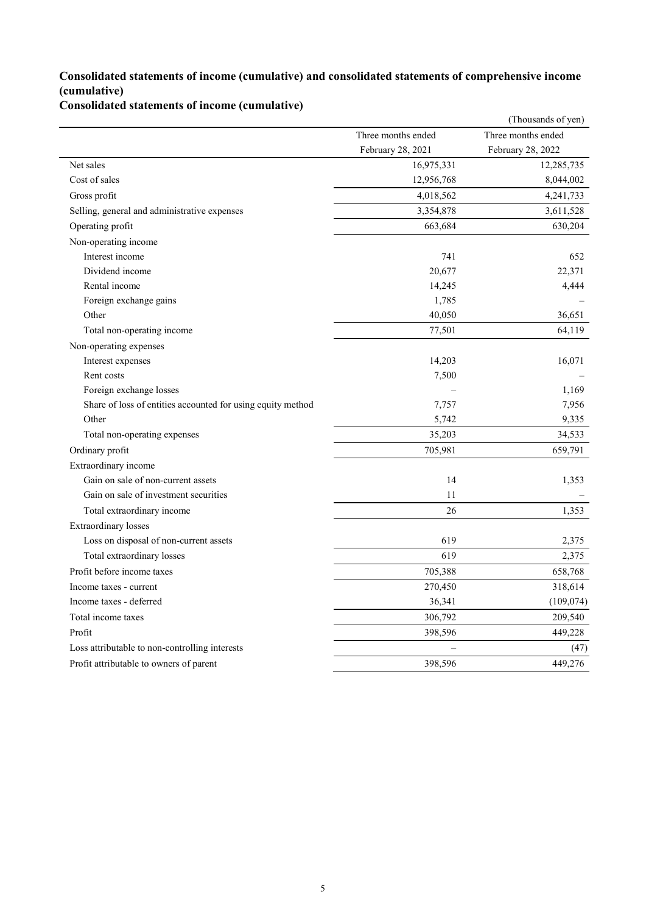## Consolidated statements of income (cumulative) and consolidated statements of comprehensive income (cumulative)

### Consolidated statements of income (cumulative)

(Thousands of yen)

| | Three months ended February 28, 2021 | Three months ended February 28, 2022 |
|---|---|---|
| Net sales | 16,975,331 | 12,285,735 |
| Cost of sales | 12,956,768 | 8,044,002 |
| Gross profit | 4,018,562 | 4,241,733 |
| Selling, general and administrative expenses | 3,354,878 | 3,611,528 |
| Operating profit | 663,684 | 630,204 |
| Non-operating income | | |
| Interest income | 741 | 652 |
| Dividend income | 20,677 | 22,371 |
| Rental income | 14,245 | 4,444 |
| Foreign exchange gains | 1,785 | – |
| Other | 40,050 | 36,651 |
| Total non-operating income | 77,501 | 64,119 |
| Non-operating expenses | | |
| Interest expenses | 14,203 | 16,071 |
| Rent costs | 7,500 | – |
| Foreign exchange losses | – | 1,169 |
| Share of loss of entities accounted for using equity method | 7,757 | 7,956 |
| Other | 5,742 | 9,335 |
| Total non-operating expenses | 35,203 | 34,533 |
| Ordinary profit | 705,981 | 659,791 |
| Extraordinary income | | |
| Gain on sale of non-current assets | 14 | 1,353 |
| Gain on sale of investment securities | 11 | – |
| Total extraordinary income | 26 | 1,353 |
| Extraordinary losses | | |
| Loss on disposal of non-current assets | 619 | 2,375 |
| Total extraordinary losses | 619 | 2,375 |
| Profit before income taxes | 705,388 | 658,768 |
| Income taxes - current | 270,450 | 318,614 |
| Income taxes - deferred | 36,341 | (109,074) |
| Total income taxes | 306,792 | 209,540 |
| Profit | 398,596 | 449,228 |
| Loss attributable to non-controlling interests | – | (47) |
| Profit attributable to owners of parent | 398,596 | 449,276 |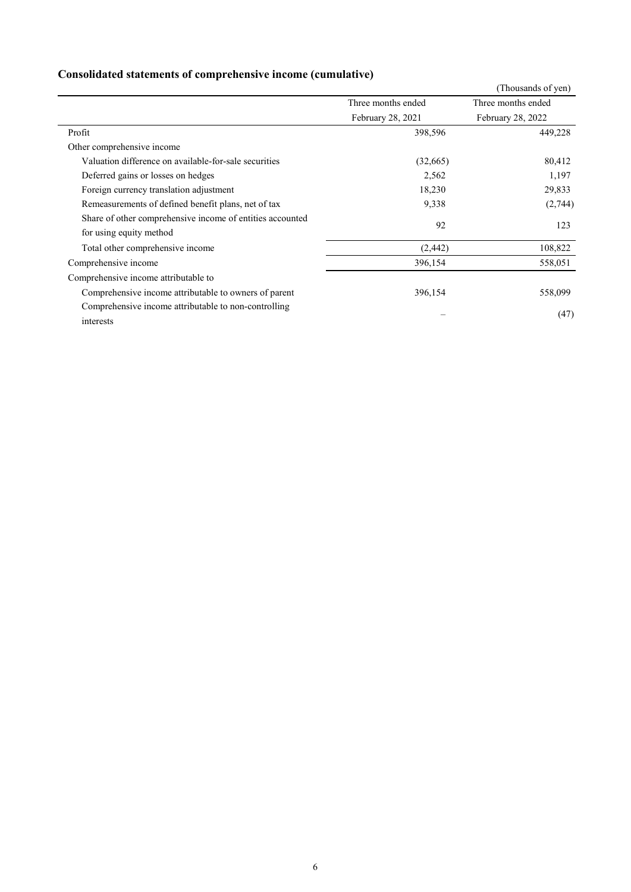## Consolidated statements of comprehensive income (cumulative)

(Thousands of yen)

| | Three months ended February 28, 2021 | Three months ended February 28, 2022 |
|---|---|---|
| Profit | 398,596 | 449,228 |
| Other comprehensive income | | |
| Valuation difference on available-for-sale securities | (32,665) | 80,412 |
| Deferred gains or losses on hedges | 2,562 | 1,197 |
| Foreign currency translation adjustment | 18,230 | 29,833 |
| Remeasurements of defined benefit plans, net of tax | 9,338 | (2,744) |
| Share of other comprehensive income of entities accounted for using equity method | 92 | 123 |
| Total other comprehensive income | (2,442) | 108,822 |
| Comprehensive income | 396,154 | 558,051 |
| Comprehensive income attributable to | | |
| Comprehensive income attributable to owners of parent | 396,154 | 558,099 |
| Comprehensive income attributable to non-controlling interests | – | (47) |